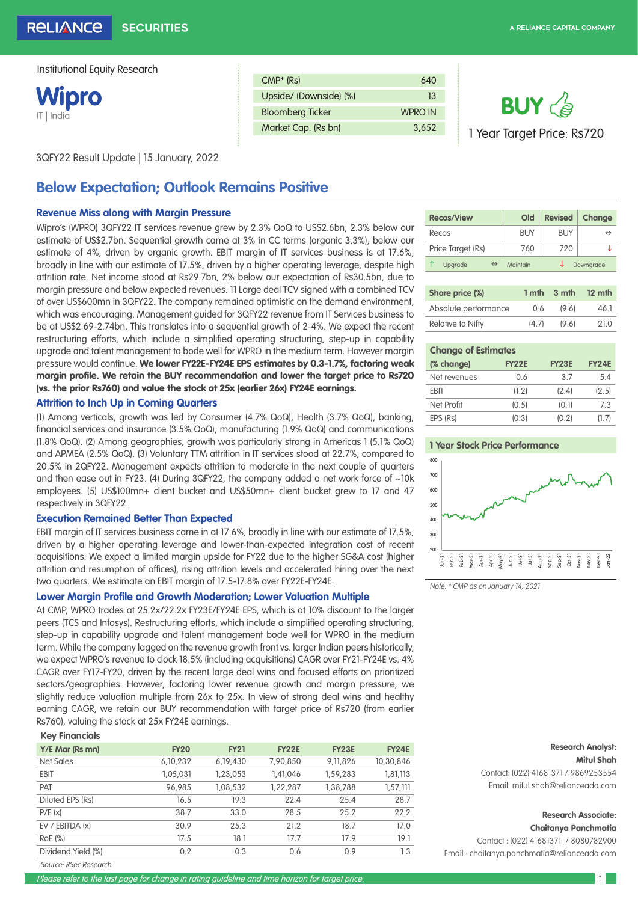Institutional Equity Research

# Wipro

IT | India

| CMP* (Rs) | 640 |
|---|---|
| Upside/ (Downside) (%) | 13 |
| Bloomberg Ticker | WPRO IN |
| Market Cap. (Rs bn) | 3,652 |

**BUY**

1 Year Target Price: Rs720

3QFY22 Result Update | 15 January, 2022

## Below Expectation; Outlook Remains Positive

### Revenue Miss along with Margin Pressure

Wipro's (WPRO) 3QFY22 IT services revenue grew by 2.3% QoQ to US$2.6bn, 2.3% below our estimate of US$2.7bn. Sequential growth came at 3% in CC terms (organic 3.3%), below our estimate of 4%, driven by organic growth. EBIT margin of IT services business is at 17.6%, broadly in line with our estimate of 17.5%, driven by a higher operating leverage, despite high attrition rate. Net income stood at Rs29.7bn, 2% below our expectation of Rs30.5bn, due to margin pressure and below expected revenues. 11 Large deal TCV signed with a combined TCV of over US$600mn in 3QFY22. The company remained optimistic on the demand environment, which was encouraging. Management guided for 3QFY22 revenue from IT Services business to be at US$2.69-2.74bn. This translates into a sequential growth of 2-4%. We expect the recent restructuring efforts, which include a simplified operating structuring, step-up in capability upgrade and talent management to bode well for WPRO in the medium term. However margin pressure would continue. **We lower FY22E-FY24E EPS estimates by 0.3-1.7%, factoring weak margin profile. We retain the BUY recommendation and lower the target price to Rs720 (vs. the prior Rs760) and value the stock at 25x (earlier 26x) FY24E earnings.**

### Attrition to Inch Up in Coming Quarters

(1) Among verticals, growth was led by Consumer (4.7% QoQ), Health (3.7% QoQ), banking, financial services and insurance (3.5% QoQ), manufacturing (1.9% QoQ) and communications (1.8% QoQ). (2) Among geographies, growth was particularly strong in Americas 1 (5.1% QoQ) and APMEA (2.5% QoQ). (3) Voluntary TTM attrition in IT services stood at 22.7%, compared to 20.5% in 2QFY22. Management expects attrition to moderate in the next couple of quarters and then ease out in FY23. (4) During 3QFY22, the company added a net work force of ~10k employees. (5) US$100mn+ client bucket and US$50mn+ client bucket grew to 17 and 47 respectively in 3QFY22.

### Execution Remained Better Than Expected

EBIT margin of IT services business came in at 17.6%, broadly in line with our estimate of 17.5%, driven by a higher operating leverage and lower-than-expected integration cost of recent acquisitions. We expect a limited margin upside for FY22 due to the higher SG&A cost (higher attrition and resumption of offices), rising attrition levels and accelerated hiring over the next two quarters. We estimate an EBIT margin of 17.5-17.8% over FY22E-FY24E.

### Lower Margin Profile and Growth Moderation; Lower Valuation Multiple

At CMP, WPRO trades at 25.2x/22.2x FY23E/FY24E EPS, which is at 10% discount to the larger peers (TCS and Infosys). Restructuring efforts, which include a simplified operating structuring, step-up in capability upgrade and talent management bode well for WPRO in the medium term. While the company lagged on the revenue growth front vs. larger Indian peers historically, we expect WPRO's revenue to clock 18.5% (including acquisitions) CAGR over FY21-FY24E vs. 4% CAGR over FY17-FY20, driven by the recent large deal wins and focused efforts on prioritized sectors/geographies. However, factoring lower revenue growth and margin pressure, we slightly reduce valuation multiple from 26x to 25x. In view of strong deal wins and healthy earning CAGR, we retain our BUY recommendation with target price of Rs720 (from earlier Rs760), valuing the stock at 25x FY24E earnings.

**Key Financials**

| Y/E Mar (Rs mn) | FY20 | FY21 | FY22E | FY23E | FY24E |
|---|---|---|---|---|---|
| Net Sales | 6,10,232 | 6,19,430 | 7,90,850 | 9,11,826 | 10,30,846 |
| EBIT | 1,05,031 | 1,23,053 | 1,41,046 | 1,59,283 | 1,81,113 |
| PAT | 96,985 | 1,08,532 | 1,22,287 | 1,38,788 | 1,57,111 |
| Diluted EPS (Rs) | 16.5 | 19.3 | 22.4 | 25.4 | 28.7 |
| P/E (x) | 38.7 | 33.0 | 28.5 | 25.2 | 22.2 |
| EV / EBITDA (x) | 30.9 | 25.3 | 21.2 | 18.7 | 17.0 |
| RoE (%) | 17.5 | 18.1 | 17.7 | 17.9 | 19.1 |
| Dividend Yield (%) | 0.2 | 0.3 | 0.6 | 0.9 | 1.3 |

*Source: RSec Research*

| Recos/View | Old | Revised | Change |
|---|---|---|---|
| Recos | BUY | BUY | ↔ |
| Price Target (Rs) | 760 | 720 | ↓ |

↑ Upgrade ↔ Maintain ↓ Downgrade

| Share price (%) | 1 mth | 3 mth | 12 mth |
|---|---|---|---|
| Absolute performance | 0.6 | (9.6) | 46.1 |
| Relative to Nifty | (4.7) | (9.6) | 21.0 |

**Change of Estimates**

| (% change) | FY22E | FY23E | FY24E |
|---|---|---|---|
| Net revenues | 0.6 | 3.7 | 5.4 |
| EBIT | (1.2) | (2.4) | (2.5) |
| Net Profit | (0.5) | (0.1) | 7.3 |
| EPS (Rs) | (0.3) | (0.2) | (1.7) |

**1 Year Stock Price Performance**

*Note: * CMP as on January 14, 2021*

**Research Analyst:**
**Mitul Shah**
Contact: (022) 41681371 / 9869253554
Email: mitul.shah@relianceada.com

**Research Associate:**
**Chaitanya Panchmatia**
Contact : (022) 41681371 / 8080782900
Email : chaitanya.panchmatia@relianceada.com

*Please refer to the last page for change in rating guideline and time horizon for target price.*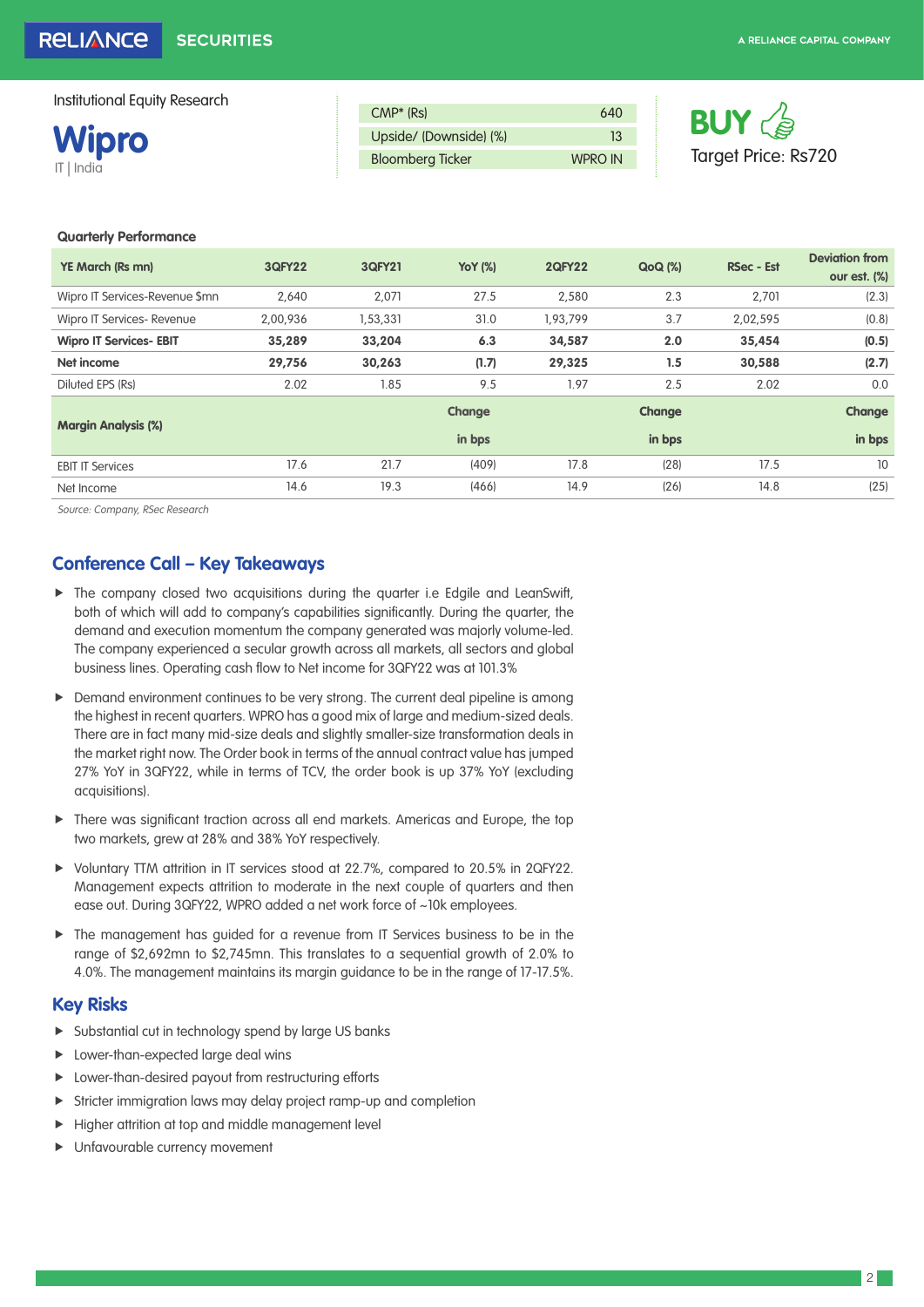Institutional Equity Research

# Wipro

IT | India

| CMP* (Rs) | 640 |
|---|---|
| Upside/ (Downside) (%) | 13 |
| Bloomberg Ticker | WPRO IN |

**BUY**

Target Price: Rs720

**Quarterly Performance**

| YE March (Rs mn) | 3QFY22 | 3QFY21 | YoY (%) | 2QFY22 | QoQ (%) | RSec - Est | Deviation from our est. (%) |
|---|---|---|---|---|---|---|---|
| Wipro IT Services-Revenue $mn | 2,640 | 2,071 | 27.5 | 2,580 | 2.3 | 2,701 | (2.3) |
| Wipro IT Services- Revenue | 2,00,936 | 1,53,331 | 31.0 | 1,93,799 | 3.7 | 2,02,595 | (0.8) |
| **Wipro IT Services- EBIT** | **35,289** | **33,204** | **6.3** | **34,587** | **2.0** | **35,454** | **(0.5)** |
| **Net income** | **29,756** | **30,263** | **(1.7)** | **29,325** | **1.5** | **30,588** | **(2.7)** |
| Diluted EPS (Rs) | 2.02 | 1.85 | 9.5 | 1.97 | 2.5 | 2.02 | 0.0 |
| **Margin Analysis (%)** | | | **Change in bps** | | **Change in bps** | | **Change in bps** |
| EBIT IT Services | 17.6 | 21.7 | (409) | 17.8 | (28) | 17.5 | 10 |
| Net Income | 14.6 | 19.3 | (466) | 14.9 | (26) | 14.8 | (25) |

*Source: Company, RSec Research*

## Conference Call – Key Takeaways

- The company closed two acquisitions during the quarter i.e Edgile and LeanSwift, both of which will add to company's capabilities significantly. During the quarter, the demand and execution momentum the company generated was majorly volume-led. The company experienced a secular growth across all markets, all sectors and global business lines. Operating cash flow to Net income for 3QFY22 was at 101.3%
- Demand environment continues to be very strong. The current deal pipeline is among the highest in recent quarters. WPRO has a good mix of large and medium-sized deals. There are in fact many mid-size deals and slightly smaller-size transformation deals in the market right now. The Order book in terms of the annual contract value has jumped 27% YoY in 3QFY22, while in terms of TCV, the order book is up 37% YoY (excluding acquisitions).
- There was significant traction across all end markets. Americas and Europe, the top two markets, grew at 28% and 38% YoY respectively.
- Voluntary TTM attrition in IT services stood at 22.7%, compared to 20.5% in 2QFY22. Management expects attrition to moderate in the next couple of quarters and then ease out. During 3QFY22, WPRO added a net work force of ~10k employees.
- The management has guided for a revenue from IT Services business to be in the range of $2,692mn to $2,745mn. This translates to a sequential growth of 2.0% to 4.0%. The management maintains its margin guidance to be in the range of 17-17.5%.

## Key Risks

- Substantial cut in technology spend by large US banks
- Lower-than-expected large deal wins
- Lower-than-desired payout from restructuring efforts
- Stricter immigration laws may delay project ramp-up and completion
- Higher attrition at top and middle management level
- Unfavourable currency movement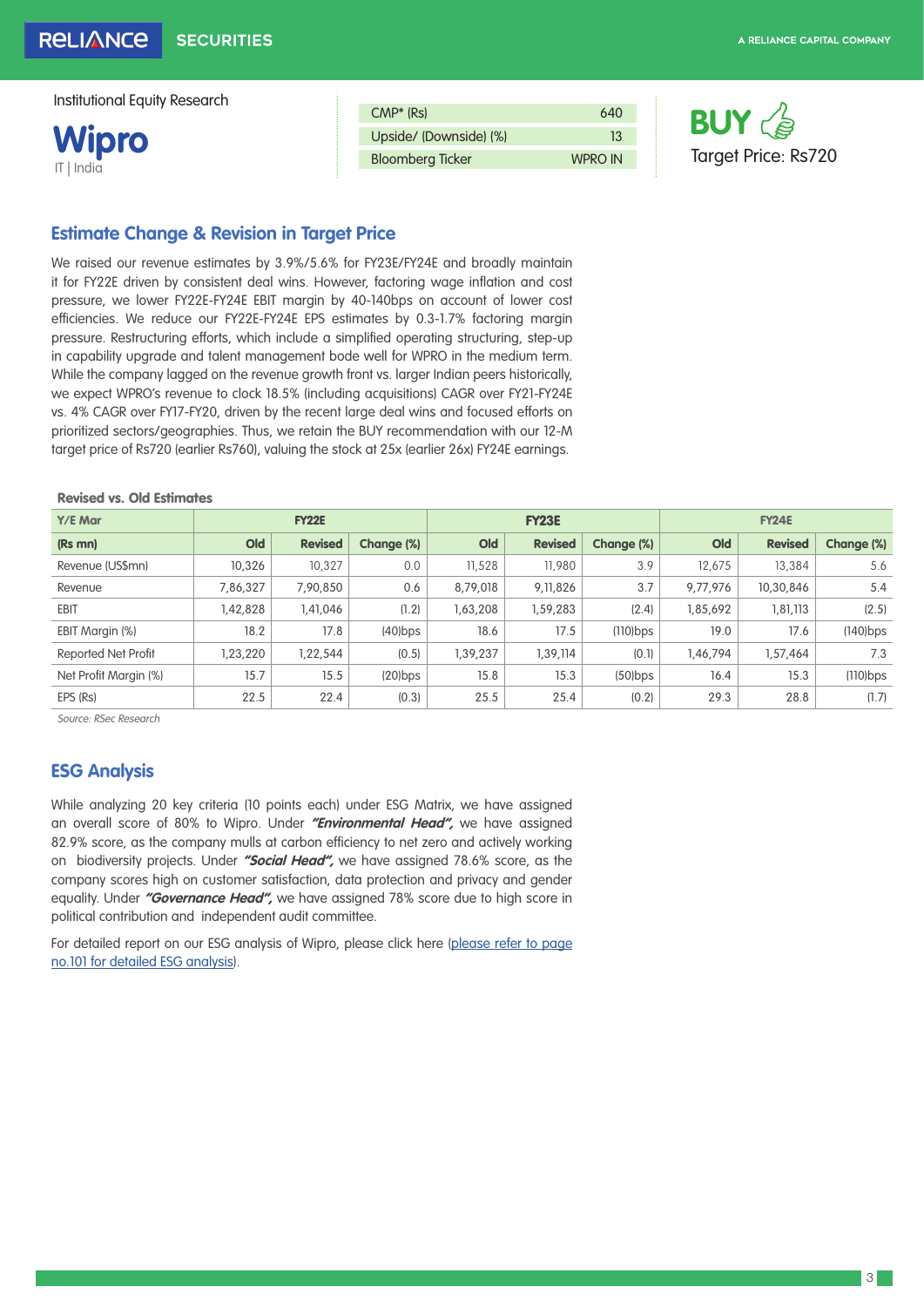Institutional Equity Research

# Wipro

IT | India

| CMP* (Rs) | 640 |
|---|---|
| Upside/ (Downside) (%) | 13 |
| Bloomberg Ticker | WPRO IN |

**BUY**

Target Price: Rs720

## Estimate Change & Revision in Target Price

We raised our revenue estimates by 3.9%/5.6% for FY23E/FY24E and broadly maintain it for FY22E driven by consistent deal wins. However, factoring wage inflation and cost pressure, we lower FY22E-FY24E EBIT margin by 40-140bps on account of lower cost efficiencies. We reduce our FY22E-FY24E EPS estimates by 0.3-1.7% factoring margin pressure. Restructuring efforts, which include a simplified operating structuring, step-up in capability upgrade and talent management bode well for WPRO in the medium term. While the company lagged on the revenue growth front vs. larger Indian peers historically, we expect WPRO's revenue to clock 18.5% (including acquisitions) CAGR over FY21-FY24E vs. 4% CAGR over FY17-FY20, driven by the recent large deal wins and focused efforts on prioritized sectors/geographies. Thus, we retain the BUY recommendation with our 12-M target price of Rs720 (earlier Rs760), valuing the stock at 25x (earlier 26x) FY24E earnings.

**Revised vs. Old Estimates**

| Y/E Mar | FY22E | | | FY23E | | | FY24E | | |
|---|---|---|---|---|---|---|---|---|---|
| (Rs mn) | Old | Revised | Change (%) | Old | Revised | Change (%) | Old | Revised | Change (%) |
| Revenue (US$mn) | 10,326 | 10,327 | 0.0 | 11,528 | 11,980 | 3.9 | 12,675 | 13,384 | 5.6 |
| Revenue | 7,86,327 | 7,90,850 | 0.6 | 8,79,018 | 9,11,826 | 3.7 | 9,77,976 | 10,30,846 | 5.4 |
| EBIT | 1,42,828 | 1,41,046 | (1.2) | 1,63,208 | 1,59,283 | (2.4) | 1,85,692 | 1,81,113 | (2.5) |
| EBIT Margin (%) | 18.2 | 17.8 | (40)bps | 18.6 | 17.5 | (110)bps | 19.0 | 17.6 | (140)bps |
| Reported Net Profit | 1,23,220 | 1,22,544 | (0.5) | 1,39,237 | 1,39,114 | (0.1) | 1,46,794 | 1,57,464 | 7.3 |
| Net Profit Margin (%) | 15.7 | 15.5 | (20)bps | 15.8 | 15.3 | (50)bps | 16.4 | 15.3 | (110)bps |
| EPS (Rs) | 22.5 | 22.4 | (0.3) | 25.5 | 25.4 | (0.2) | 29.3 | 28.8 | (1.7) |

*Source: RSec Research*

## ESG Analysis

While analyzing 20 key criteria (10 points each) under ESG Matrix, we have assigned an overall score of 80% to Wipro. Under ***"Environmental Head"***, we have assigned 82.9% score, as the company mulls at carbon efficiency to net zero and actively working on biodiversity projects. Under ***"Social Head"***, we have assigned 78.6% score, as the company scores high on customer satisfaction, data protection and privacy and gender equality. Under ***"Governance Head"***, we have assigned 78% score due to high score in political contribution and independent audit committee.

For detailed report on our ESG analysis of Wipro, please click here (please refer to page no.101 for detailed ESG analysis).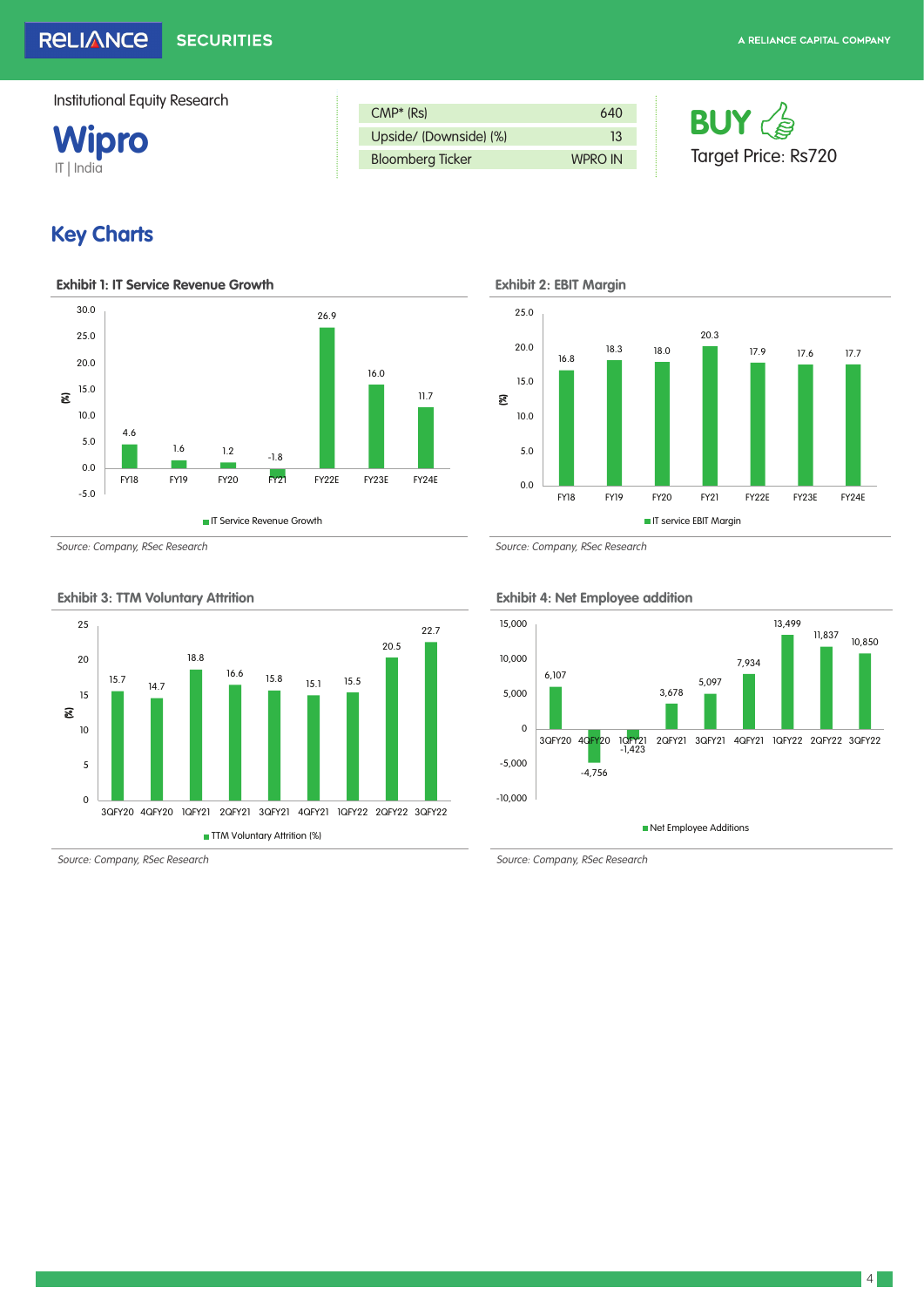Institutional Equity Research

# Wipro

IT | India

| CMP* (Rs) | 640 |
|---|---|
| Upside/ (Downside) (%) | 13 |
| Bloomberg Ticker | WPRO IN |

**BUY**

Target Price: Rs720

## Key Charts

### Exhibit 1: IT Service Revenue Growth

| | FY18 | FY19 | FY20 | FY21 | FY22E | FY23E | FY24E |
|---|---|---|---|---|---|---|---|
| IT Service Revenue Growth (%) | 4.6 | 1.6 | 1.2 | -1.8 | 26.9 | 16.0 | 11.7 |

*Source: Company, RSec Research*

### Exhibit 2: EBIT Margin

| | FY18 | FY19 | FY20 | FY21 | FY22E | FY23E | FY24E |
|---|---|---|---|---|---|---|---|
| IT service EBIT Margin (%) | 16.8 | 18.3 | 18.0 | 20.3 | 17.9 | 17.6 | 17.7 |

*Source: Company, RSec Research*

### Exhibit 3: TTM Voluntary Attrition

| | 3QFY20 | 4QFY20 | 1QFY21 | 2QFY21 | 3QFY21 | 4QFY21 | 1QFY22 | 2QFY22 | 3QFY22 |
|---|---|---|---|---|---|---|---|---|---|
| TTM Voluntary Attrition (%) | 15.7 | 14.7 | 18.8 | 16.6 | 15.8 | 15.1 | 15.5 | 20.5 | 22.7 |

*Source: Company, RSec Research*

### Exhibit 4: Net Employee addition

| | 3QFY20 | 4QFY20 | 1QFY21 | 2QFY21 | 3QFY21 | 4QFY21 | 1QFY22 | 2QFY22 | 3QFY22 |
|---|---|---|---|---|---|---|---|---|---|
| Net Employee Additions | 6,107 | -4,756 | -1,423 | 3,678 | 5,097 | 7,934 | 13,499 | 11,837 | 10,850 |

*Source: Company, RSec Research*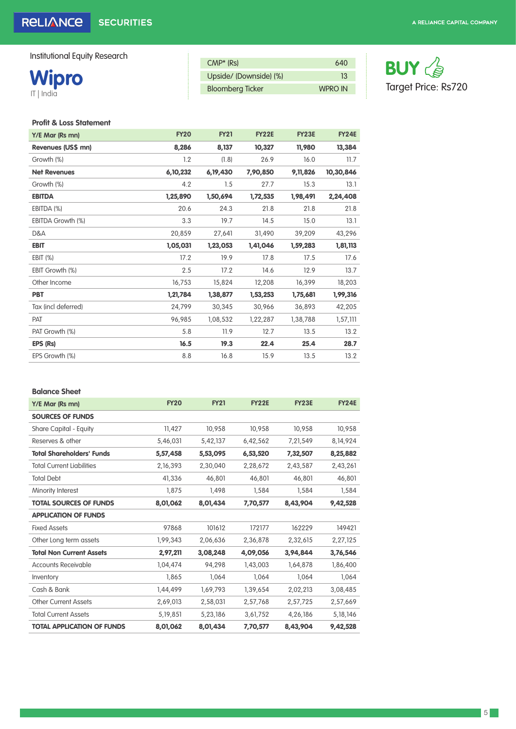Institutional Equity Research

# Wipro

IT | India

| CMP* (Rs) | 640 |
|---|---|
| Upside/ (Downside) (%) | 13 |
| Bloomberg Ticker | WPRO IN |

**BUY**

Target Price: Rs720

### Profit & Loss Statement

| Y/E Mar (Rs mn) | FY20 | FY21 | FY22E | FY23E | FY24E |
|---|---|---|---|---|---|
| **Revenues (US$ mn)** | **8,286** | **8,137** | **10,327** | **11,980** | **13,384** |
| Growth (%) | 1.2 | (1.8) | 26.9 | 16.0 | 11.7 |
| **Net Revenues** | **6,10,232** | **6,19,430** | **7,90,850** | **9,11,826** | **10,30,846** |
| Growth (%) | 4.2 | 1.5 | 27.7 | 15.3 | 13.1 |
| **EBITDA** | **1,25,890** | **1,50,694** | **1,72,535** | **1,98,491** | **2,24,408** |
| EBITDA (%) | 20.6 | 24.3 | 21.8 | 21.8 | 21.8 |
| EBITDA Growth (%) | 3.3 | 19.7 | 14.5 | 15.0 | 13.1 |
| D&A | 20,859 | 27,641 | 31,490 | 39,209 | 43,296 |
| **EBIT** | **1,05,031** | **1,23,053** | **1,41,046** | **1,59,283** | **1,81,113** |
| EBIT (%) | 17.2 | 19.9 | 17.8 | 17.5 | 17.6 |
| EBIT Growth (%) | 2.5 | 17.2 | 14.6 | 12.9 | 13.7 |
| Other Income | 16,753 | 15,824 | 12,208 | 16,399 | 18,203 |
| **PBT** | **1,21,784** | **1,38,877** | **1,53,253** | **1,75,681** | **1,99,316** |
| Tax (incl deferred) | 24,799 | 30,345 | 30,966 | 36,893 | 42,205 |
| PAT | 96,985 | 1,08,532 | 1,22,287 | 1,38,788 | 1,57,111 |
| PAT Growth (%) | 5.8 | 11.9 | 12.7 | 13.5 | 13.2 |
| **EPS (Rs)** | **16.5** | **19.3** | **22.4** | **25.4** | **28.7** |
| EPS Growth (%) | 8.8 | 16.8 | 15.9 | 13.5 | 13.2 |

### Balance Sheet

| Y/E Mar (Rs mn) | FY20 | FY21 | FY22E | FY23E | FY24E |
|---|---|---|---|---|---|
| **SOURCES OF FUNDS** | | | | | |
| Share Capital - Equity | 11,427 | 10,958 | 10,958 | 10,958 | 10,958 |
| Reserves & other | 5,46,031 | 5,42,137 | 6,42,562 | 7,21,549 | 8,14,924 |
| **Total Shareholders' Funds** | **5,57,458** | **5,53,095** | **6,53,520** | **7,32,507** | **8,25,882** |
| Total Current Liabilities | 2,16,393 | 2,30,040 | 2,28,672 | 2,43,587 | 2,43,261 |
| Total Debt | 41,336 | 46,801 | 46,801 | 46,801 | 46,801 |
| Minority Interest | 1,875 | 1,498 | 1,584 | 1,584 | 1,584 |
| **TOTAL SOURCES OF FUNDS** | **8,01,062** | **8,01,434** | **7,70,577** | **8,43,904** | **9,42,528** |
| **APPLICATION OF FUNDS** | | | | | |
| Fixed Assets | 97868 | 101612 | 172177 | 162229 | 149421 |
| Other Long term assets | 1,99,343 | 2,06,636 | 2,36,878 | 2,32,615 | 2,27,125 |
| **Total Non Current Assets** | **2,97,211** | **3,08,248** | **4,09,056** | **3,94,844** | **3,76,546** |
| Accounts Receivable | 1,04,474 | 94,298 | 1,43,003 | 1,64,878 | 1,86,400 |
| Inventory | 1,865 | 1,064 | 1,064 | 1,064 | 1,064 |
| Cash & Bank | 1,44,499 | 1,69,793 | 1,39,654 | 2,02,213 | 3,08,485 |
| Other Current Assets | 2,69,013 | 2,58,031 | 2,57,768 | 2,57,725 | 2,57,669 |
| Total Current Assets | 5,19,851 | 5,23,186 | 3,61,752 | 4,26,186 | 5,18,146 |
| **TOTAL APPLICATION OF FUNDS** | **8,01,062** | **8,01,434** | **7,70,577** | **8,43,904** | **9,42,528** |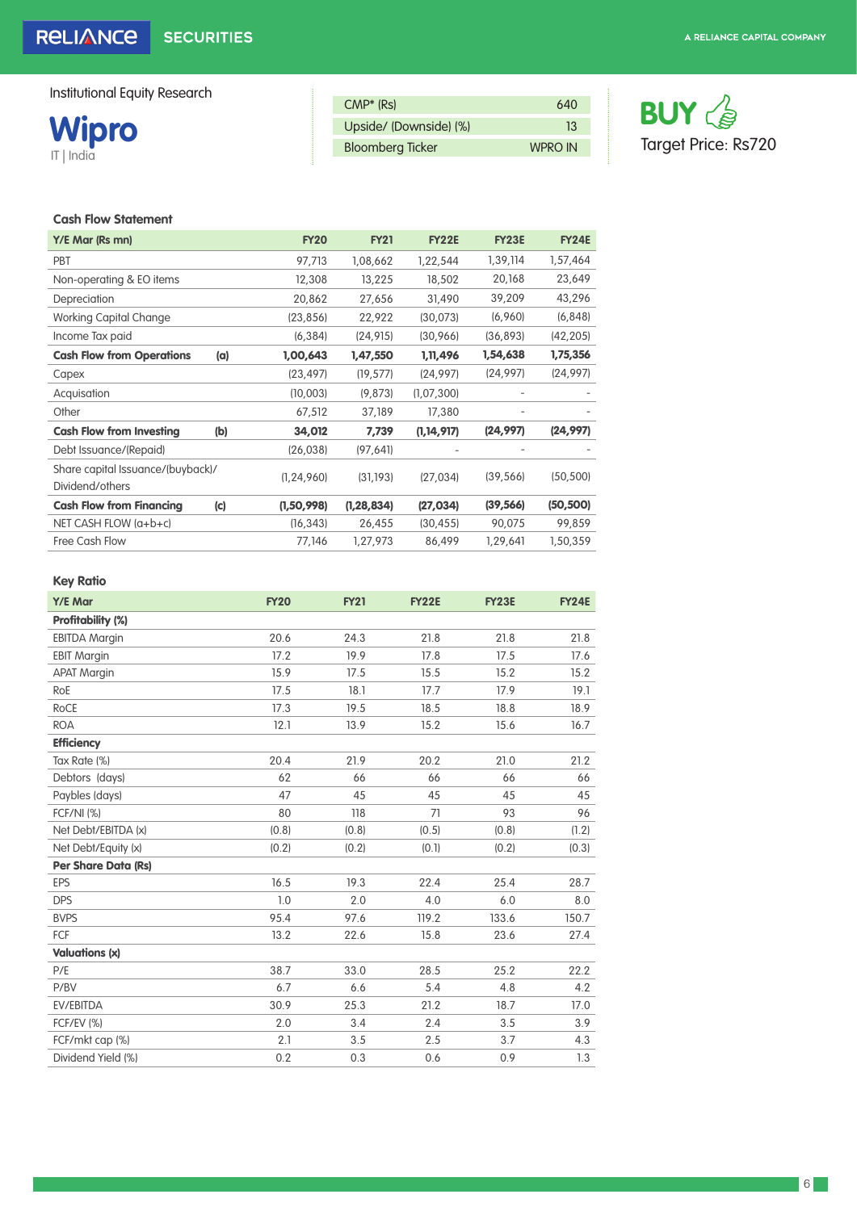Institutional Equity Research

# Wipro

IT | India

| CMP* (Rs) | 640 |
|---|---|
| Upside/ (Downside) (%) | 13 |
| Bloomberg Ticker | WPRO IN |

**BUY**

Target Price: Rs720

### Cash Flow Statement

| Y/E Mar (Rs mn) | | FY20 | FY21 | FY22E | FY23E | FY24E |
|---|---|---|---|---|---|---|
| PBT | | 97,713 | 1,08,662 | 1,22,544 | 1,39,114 | 1,57,464 |
| Non-operating & EO items | | 12,308 | 13,225 | 18,502 | 20,168 | 23,649 |
| Depreciation | | 20,862 | 27,656 | 31,490 | 39,209 | 43,296 |
| Working Capital Change | | (23,856) | 22,922 | (30,073) | (6,960) | (6,848) |
| Income Tax paid | | (6,384) | (24,915) | (30,966) | (36,893) | (42,205) |
| **Cash Flow from Operations** | **(a)** | **1,00,643** | **1,47,550** | **1,11,496** | **1,54,638** | **1,75,356** |
| Capex | | (23,497) | (19,577) | (24,997) | (24,997) | (24,997) |
| Acquisation | | (10,003) | (9,873) | (1,07,300) | - | - |
| Other | | 67,512 | 37,189 | 17,380 | - | - |
| **Cash Flow from Investing** | **(b)** | **34,012** | **7,739** | **(1,14,917)** | **(24,997)** | **(24,997)** |
| Debt Issuance/(Repaid) | | (26,038) | (97,641) | - | - | - |
| Share capital Issuance/(buyback)/ Dividend/others | | (1,24,960) | (31,193) | (27,034) | (39,566) | (50,500) |
| **Cash Flow from Financing** | **(c)** | **(1,50,998)** | **(1,28,834)** | **(27,034)** | **(39,566)** | **(50,500)** |
| NET CASH FLOW (a+b+c) | | (16,343) | 26,455 | (30,455) | 90,075 | 99,859 |
| Free Cash Flow | | 77,146 | 1,27,973 | 86,499 | 1,29,641 | 1,50,359 |

### Key Ratio

| Y/E Mar | FY20 | FY21 | FY22E | FY23E | FY24E |
|---|---|---|---|---|---|
| **Profitability (%)** | | | | | |
| EBITDA Margin | 20.6 | 24.3 | 21.8 | 21.8 | 21.8 |
| EBIT Margin | 17.2 | 19.9 | 17.8 | 17.5 | 17.6 |
| APAT Margin | 15.9 | 17.5 | 15.5 | 15.2 | 15.2 |
| RoE | 17.5 | 18.1 | 17.7 | 17.9 | 19.1 |
| RoCE | 17.3 | 19.5 | 18.5 | 18.8 | 18.9 |
| ROA | 12.1 | 13.9 | 15.2 | 15.6 | 16.7 |
| **Efficiency** | | | | | |
| Tax Rate (%) | 20.4 | 21.9 | 20.2 | 21.0 | 21.2 |
| Debtors (days) | 62 | 66 | 66 | 66 | 66 |
| Paybles (days) | 47 | 45 | 45 | 45 | 45 |
| FCF/NI (%) | 80 | 118 | 71 | 93 | 96 |
| Net Debt/EBITDA (x) | (0.8) | (0.8) | (0.5) | (0.8) | (1.2) |
| Net Debt/Equity (x) | (0.2) | (0.2) | (0.1) | (0.2) | (0.3) |
| **Per Share Data (Rs)** | | | | | |
| EPS | 16.5 | 19.3 | 22.4 | 25.4 | 28.7 |
| DPS | 1.0 | 2.0 | 4.0 | 6.0 | 8.0 |
| BVPS | 95.4 | 97.6 | 119.2 | 133.6 | 150.7 |
| FCF | 13.2 | 22.6 | 15.8 | 23.6 | 27.4 |
| **Valuations (x)** | | | | | |
| P/E | 38.7 | 33.0 | 28.5 | 25.2 | 22.2 |
| P/BV | 6.7 | 6.6 | 5.4 | 4.8 | 4.2 |
| EV/EBITDA | 30.9 | 25.3 | 21.2 | 18.7 | 17.0 |
| FCF/EV (%) | 2.0 | 3.4 | 2.4 | 3.5 | 3.9 |
| FCF/mkt cap (%) | 2.1 | 3.5 | 2.5 | 3.7 | 4.3 |
| Dividend Yield (%) | 0.2 | 0.3 | 0.6 | 0.9 | 1.3 |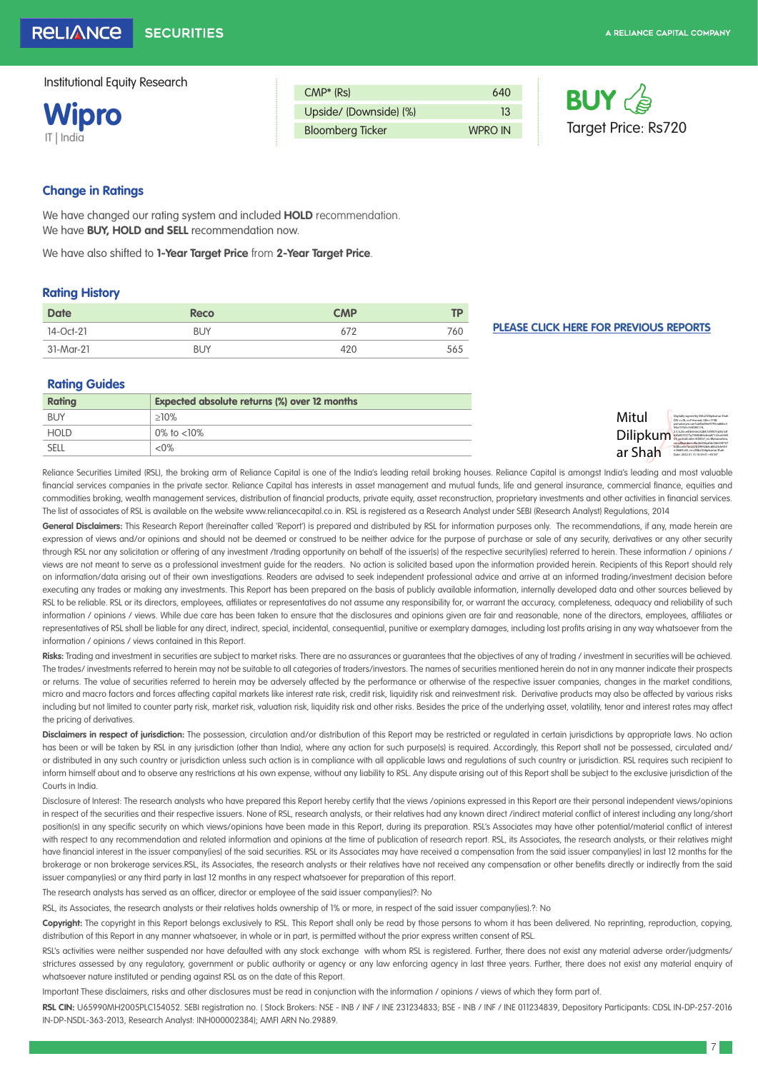Institutional Equity Research

# Wipro

IT | India

| | |
|---|---|
| CMP* (Rs) | 640 |
| Upside/ (Downside) (%) | 13 |
| Bloomberg Ticker | WPRO IN |

**BUY**

Target Price: Rs720

## Change in Ratings

We have changed our rating system and included **HOLD** recommendation.
We have **BUY, HOLD and SELL** recommendation now.

We have also shifted to **1-Year Target Price** from **2-Year Target Price**.

## Rating History

| Date | Reco | CMP | TP |
|---|---|---|---|
| 14-Oct-21 | BUY | 672 | 760 |
| 31-Mar-21 | BUY | 420 | 565 |

**PLEASE CLICK HERE FOR PREVIOUS REPORTS**

## Rating Guides

| Rating | Expected absolute returns (%) over 12 months |
|---|---|
| BUY | ≥10% |
| HOLD | 0% to <10% |
| SELL | <0% |

Mitul Dilipkumar Shah

Reliance Securities Limited (RSL), the broking arm of Reliance Capital is one of the India's leading retail broking houses. Reliance Capital is amongst India's leading and most valuable financial services companies in the private sector. Reliance Capital has interests in asset management and mutual funds, life and general insurance, commercial finance, equities and commodities broking, wealth management services, distribution of financial products, private equity, asset reconstruction, proprietary investments and other activities in financial services. The list of associates of RSL is available on the website www.reliancecapital.co.in. RSL is registered as a Research Analyst under SEBI (Research Analyst) Regulations, 2014

**General Disclaimers:** This Research Report (hereinafter called 'Report') is prepared and distributed by RSL for information purposes only. The recommendations, if any, made herein are expression of views and/or opinions and should not be deemed or construed to be neither advice for the purpose of purchase or sale of any security, derivatives or any other security through RSL nor any solicitation or offering of any investment /trading opportunity on behalf of the issuer(s) of the respective security(ies) referred to herein. These information / opinions / views are not meant to serve as a professional investment guide for the readers. No action is solicited based upon the information provided herein. Recipients of this Report should rely on information/data arising out of their own investigations. Readers are advised to seek independent professional advice and arrive at an informed trading/investment decision before executing any trades or making any investments. This Report has been prepared on the basis of publicly available information, internally developed data and other sources believed by RSL to be reliable. RSL or its directors, employees, affiliates or representatives do not assume any responsibility for, or warrant the accuracy, completeness, adequacy and reliability of such information / opinions / views. While due care has been taken to ensure that the disclosures and opinions given are fair and reasonable, none of the directors, employees, affiliates or representatives of RSL shall be liable for any direct, indirect, special, incidental, consequential, punitive or exemplary damages, including lost profits arising in any way whatsoever from the information / opinions / views contained in this Report.

**Risks:** Trading and investment in securities are subject to market risks. There are no assurances or guarantees that the objectives of any of trading / investment in securities will be achieved. The trades/ investments referred to herein may not be suitable to all categories of traders/investors. The names of securities mentioned herein do not in any manner indicate their prospects or returns. The value of securities referred to herein may be adversely affected by the performance or otherwise of the respective issuer companies, changes in the market conditions, micro and macro factors and forces affecting capital markets like interest rate risk, credit risk, liquidity risk and reinvestment risk. Derivative products may also be affected by various risks including but not limited to counter party risk, market risk, valuation risk, liquidity risk and other risks. Besides the price of the underlying asset, volatility, tenor and interest rates may affect the pricing of derivatives.

**Disclaimers in respect of jurisdiction:** The possession, circulation and/or distribution of this Report may be restricted or regulated in certain jurisdictions by appropriate laws. No action has been or will be taken by RSL in any jurisdiction (other than India), where any action for such purpose(s) is required. Accordingly, this Report shall not be possessed, circulated and/or distributed in any such country or jurisdiction unless such action is in compliance with all applicable laws and regulations of such country or jurisdiction. RSL requires such recipient to inform himself about and to observe any restrictions at his own expense, without any liability to RSL. Any dispute arising out of this Report shall be subject to the exclusive jurisdiction of the Courts in India.

Disclosure of Interest: The research analysts who have prepared this Report hereby certify that the views /opinions expressed in this Report are their personal independent views/opinions in respect of the securities and their respective issuers. None of RSL, research analysts, or their relatives had any known direct /indirect material conflict of interest including any long/short position(s) in any specific security on which views/opinions have been made in this Report, during its preparation. RSL's Associates may have other potential/material conflict of interest with respect to any recommendation and related information and opinions at the time of publication of research report. RSL, its Associates, the research analysts, or their relatives might have financial interest in the issuer company(ies) of the said securities. RSL or its Associates may have received a compensation from the said issuer company(ies) in last 12 months for the brokerage or non brokerage services.RSL, its Associates, the research analysts or their relatives have not received any compensation or other benefits directly or indirectly from the said issuer company(ies) or any third party in last 12 months in any respect whatsoever for preparation of this report.

The research analysts has served as an officer, director or employee of the said issuer company(ies)?: No

RSL, its Associates, the research analysts or their relatives holds ownership of 1% or more, in respect of the said issuer company(ies).?: No

**Copyright:** The copyright in this Report belongs exclusively to RSL. This Report shall only be read by those persons to whom it has been delivered. No reprinting, reproduction, copying, distribution of this Report in any manner whatsoever, in whole or in part, is permitted without the prior express written consent of RSL.

RSL's activities were neither suspended nor have defaulted with any stock exchange with whom RSL is registered. Further, there does not exist any material adverse order/judgments/ strictures assessed by any regulatory, government or public authority or agency or any law enforcing agency in last three years. Further, there does not exist any material enquiry of whatsoever nature instituted or pending against RSL as on the date of this Report.

Important These disclaimers, risks and other disclosures must be read in conjunction with the information / opinions / views of which they form part of.

**RSL CIN:** U65990MH2005PLC154052. SEBI registration no. ( Stock Brokers: NSE - INB / INF / INE 231234833; BSE - INB / INF / INE 011234839, Depository Participants: CDSL IN-DP-257-2016 IN-DP-NSDL-363-2013, Research Analyst: INH000002384); AMFI ARN No.29889.